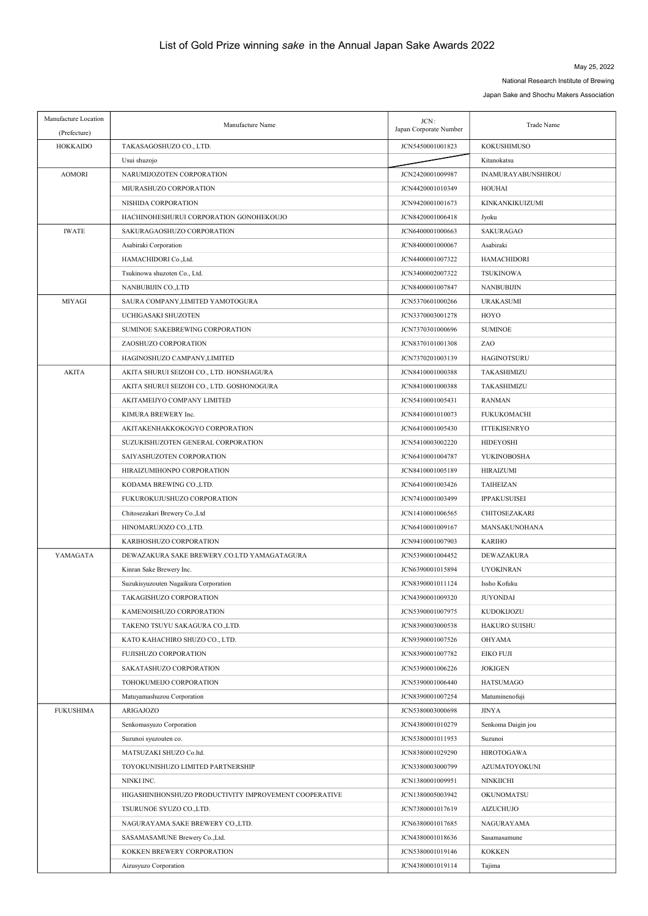# List of Gold Prize winning *sake* in the Annual Japan Sake Awards 2022

May 25, 2022

National Research Institute of Brewing

Japan Sake and Shochu Makers Association

| Manufacture Location (Prefecture) | Manufacture Name | JCN: Japan Corporate Number | Trade Name |
|---|---|---|---|
| HOKKAIDO | TAKASAGOSHUZO CO., LTD. | JCN5450001001823 | KOKUSHIMUSO |
| | Usui shuzojo | | Kitanokatsu |
| AOMORI | NARUMIJOZOTEN CORPORATION | JCN2420001009987 | INAMURAYABUNSHIROU |
| | MIURASHUZO CORPORATION | JCN4420001010349 | HOUHAI |
| | NISHIDA CORPORATION | JCN9420001001673 | KINKANKIKUIZUMI |
| | HACHINOHESHURUI CORPORATION GONOHEKOUJO | JCN8420001006418 | Jyoku |
| IWATE | SAKURAGAOSHUZO CORPORATION | JCN6400001000663 | SAKURAGAO |
| | Asabiraki Corporation | JCN8400001000067 | Asabiraki |
| | HAMACHIDORI Co.,Ltd. | JCN4400001007322 | HAMACHIDORI |
| | Tsukinowa shuzoten Co., Ltd. | JCN3400002007322 | TSUKINOWA |
| | NANBUBIJIN CO.,LTD | JCN8400001007847 | NANBUBIJIN |
| MIYAGI | SAURA COMPANY,LIMITED YAMOTOGURA | JCN5370601000266 | URAKASUMI |
| | UCHIGASAKI SHUZOTEN | JCN3370003001278 | HOYO |
| | SUMINOE SAKEBREWING CORPORATION | JCN7370301000696 | SUMINOE |
| | ZAOSHUZO CORPORATION | JCN8370101001308 | ZAO |
| | HAGINOSHUZO CAMPANY,LIMITED | JCN7370201003139 | HAGINOTSURU |
| AKITA | AKITA SHURUI SEIZOH CO., LTD. HONSHAGURA | JCN8410001000388 | TAKASHIMIZU |
| | AKITA SHURUI SEIZOH CO., LTD. GOSHONOGURA | JCN8410001000388 | TAKASHIMIZU |
| | AKITAMEIJYO COMPANY LIMITED | JCN5410001005431 | RANMAN |
| | KIMURA BREWERY Inc. | JCN8410001010073 | FUKUKOMACHI |
| | AKITAKENHAKKOKOGYO CORPORATION | JCN6410001005430 | ITTEKISENRYO |
| | SUZUKISHUZOTEN GENERAL CORPORATION | JCN5410003002220 | HIDEYOSHI |
| | SAIYASHUZOTEN CORPORATION | JCN6410001004787 | YUKINOBOSHA |
| | HIRAIZUMIHONPO CORPORATION | JCN8410001005189 | HIRAIZUMI |
| | KODAMA BREWING CO.,LTD. | JCN6410001003426 | TAIHEIZAN |
| | FUKUROKUJUSHUZO CORPORATION | JCN7410001003499 | IPPAKUSUISEI |
| | Chitosezakari Brewery Co.,Ltd | JCN1410001006565 | CHITOSEZAKARI |
| | HINOMARUJOZO CO.,LTD. | JCN6410001009167 | MANSAKUNOHANA |
| | KARIHOSHUZO CORPORATION | JCN9410001007903 | KARIHO |
| YAMAGATA | DEWAZAKURA SAKE BREWERY.CO.LTD YAMAGATAGURA | JCN5390001004452 | DEWAZAKURA |
| | Kinran Sake Brewery Inc. | JCN6390001015894 | UYOKINRAN |
| | Suzukisyuzouten Nagaikura Corporation | JCN8390001011124 | Issho Kofuku |
| | TAKAGISHUZO CORPORATION | JCN4390001009320 | JUYONDAI |
| | KAMENOISHUZO CORPORATION | JCN5390001007975 | KUDOKIJOZU |
| | TAKENO TSUYU SAKAGURA CO.,LTD. | JCN8390003000538 | HAKURO SUISHU |
| | KATO KAHACHIRO SHUZO CO., LTD. | JCN9390001007526 | OHYAMA |
| | FUJISHUZO CORPORATION | JCN8390001007782 | EIKO FUJI |
| | SAKATASHUZO CORPORATION | JCN5390001006226 | JOKIGEN |
| | TOHOKUMEIJO CORPORATION | JCN5390001006440 | HATSUMAGO |
| | Matuyamashuzou Corporation | JCN8390001007254 | Matuminenofuji |
| FUKUSHIMA | ARIGAJOZO | JCN5380003000698 | JINYA |
| | Senkomasyuzo Corporation | JCN4380001010279 | Senkoma Daigin jou |
| | Suzunoi syuzouten co. | JCN5380001011953 | Suzunoi |
| | MATSUZAKI SHUZO Co.ltd. | JCN8380001029290 | HIROTOGAWA |
| | TOYOKUNISHUZO LIMITED PARTNERSHIP | JCN3380003000799 | AZUMATOYOKUNI |
| | NINKI INC. | JCN1380001009951 | NINKIICHI |
| | HIGASHINIHONSHUZO PRODUCTIVITY IMPROVEMENT COOPERATIVE | JCN1380005003942 | OKUNOMATSU |
| | TSURUNOE SYUZO CO.,LTD. | JCN7380001017619 | AIZUCHUJO |
| | NAGURAYAMA SAKE BREWERY CO.,LTD. | JCN6380001017685 | NAGURAYAMA |
| | SASAMASAMUNE Brewery Co.,Ltd. | JCN4380001018636 | Sasamasamune |
| | KOKKEN BREWERY CORPORATION | JCN5380001019146 | KOKKEN |
| | Aizusyuzo Corporation | JCN4380001019114 | Tajima |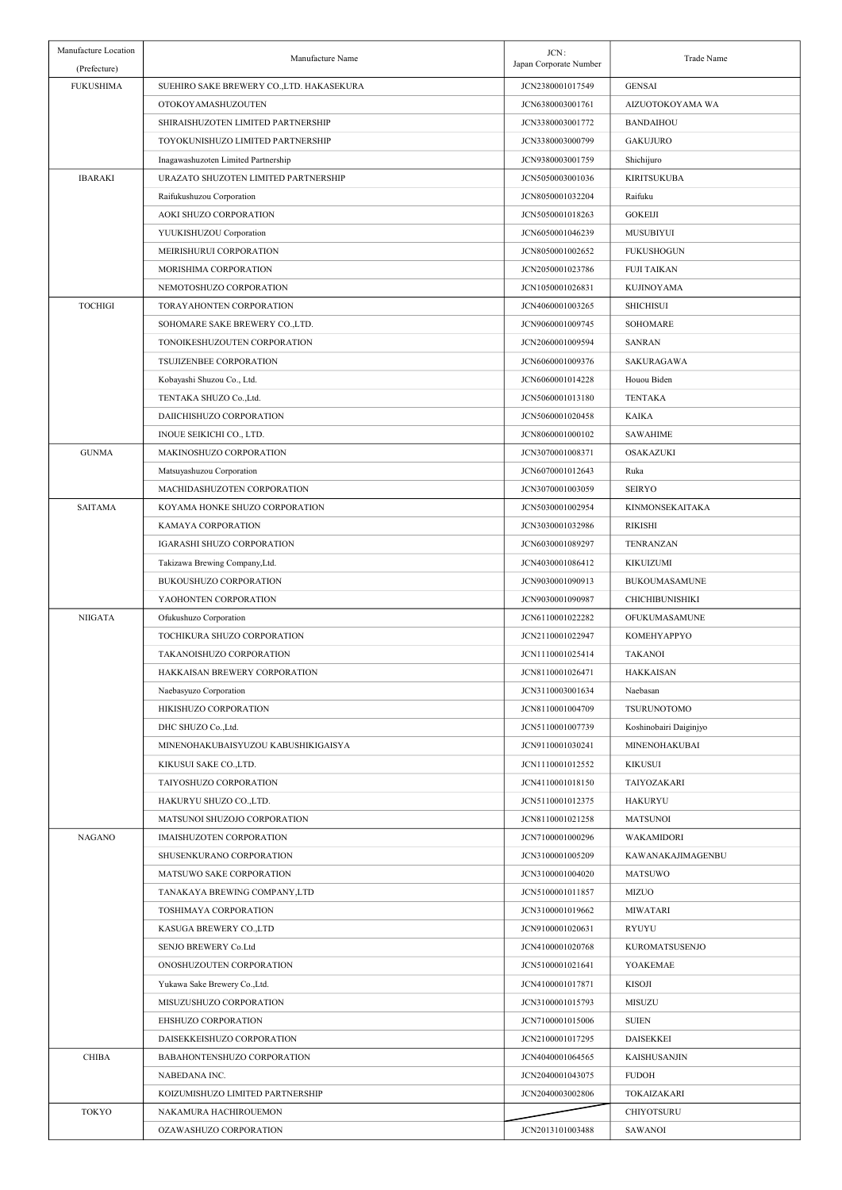| Manufacture Location (Prefecture) | Manufacture Name | JCN : Japan Corporate Number | Trade Name |
|---|---|---|---|
| FUKUSHIMA | SUEHIRO SAKE BREWERY CO.,LTD. HAKASEKURA | JCN2380001017549 | GENSAI |
| | OTOKOYAMASHUZOUTEN | JCN6380003001761 | AIZUOTOKOYAMA WA |
| | SHIRAISHUZOTEN LIMITED PARTNERSHIP | JCN3380003001772 | BANDAIHOU |
| | TOYOKUNISHUZO LIMITED PARTNERSHIP | JCN3380003000799 | GAKUJURO |
| | Inagawashuzoten Limited Partnership | JCN9380003001759 | Shichijuro |
| IBARAKI | URAZATO SHUZOTEN LIMITED PARTNERSHIP | JCN5050003001036 | KIRITSUKUBA |
| | Raifukushuzou Corporation | JCN8050001032204 | Raifuku |
| | AOKI SHUZO CORPORATION | JCN5050001018263 | GOKEIJI |
| | YUUKISHUZOU Corporation | JCN6050001046239 | MUSUBIYUI |
| | MEIRISHURUI CORPORATION | JCN8050001002652 | FUKUSHOGUN |
| | MORISHIMA CORPORATION | JCN2050001023786 | FUJI TAIKAN |
| | NEMOTOSHUZO CORPORATION | JCN1050001026831 | KUJINOYAMA |
| TOCHIGI | TORAYAHONTEN CORPORATION | JCN4060001003265 | SHICHISUI |
| | SOHOMARE SAKE BREWERY CO.,LTD. | JCN9060001009745 | SOHOMARE |
| | TONOIKESHUZOUTEN CORPORATION | JCN2060001009594 | SANRAN |
| | TSUJIZENBEE CORPORATION | JCN6060001009376 | SAKURAGAWA |
| | Kobayashi Shuzou Co., Ltd. | JCN6060001014228 | Houou Biden |
| | TENTAKA SHUZO Co.,Ltd. | JCN5060001013180 | TENTAKA |
| | DAIICHISHUZO CORPORATION | JCN5060001020458 | KAIKA |
| | INOUE SEIKICHI CO., LTD. | JCN8060001000102 | SAWAHIME |
| GUNMA | MAKINOSHUZO CORPORATION | JCN3070001008371 | OSAKAZUKI |
| | Matsuyashuzou Corporation | JCN6070001012643 | Ruka |
| | MACHIDASHUZOTEN CORPORATION | JCN3070001003059 | SEIRYO |
| SAITAMA | KOYAMA HONKE SHUZO CORPORATION | JCN5030001002954 | KINMONSEKAITAKA |
| | KAMAYA CORPORATION | JCN3030001032986 | RIKISHI |
| | IGARASHI SHUZO CORPORATION | JCN6030001089297 | TENRANZAN |
| | Takizawa Brewing Company,Ltd. | JCN4030001086412 | KIKUIZUMI |
| | BUKOUSHUZO CORPORATION | JCN9030001090913 | BUKOUMASAMUNE |
| | YAOHONTEN CORPORATION | JCN9030001090987 | CHICHIBUNISHIKI |
| NIIGATA | Ofukushuzo Corporation | JCN6110001022282 | OFUKUMASAMUNE |
| | TOCHIKURA SHUZO CORPORATION | JCN2110001022947 | KOMEHYAPPYO |
| | TAKANOISHUZO CORPORATION | JCN1110001025414 | TAKANOI |
| | HAKKAISAN BREWERY CORPORATION | JCN8110001026471 | HAKKAISAN |
| | Naebasyuzo Corporation | JCN3110003001634 | Naebasan |
| | HIKISHUZO CORPORATION | JCN8110001004709 | TSURUNOTOMO |
| | DHC SHUZO Co.,Ltd. | JCN5110001007739 | Koshinobairi Daiginjyo |
| | MINENOHAKUBAISYUZOU KABUSHIKIGAISYA | JCN9110001030241 | MINENOHAKUBAI |
| | KIKUSUI SAKE CO.,LTD. | JCN1110001012552 | KIKUSUI |
| | TAIYOSHUZO CORPORATION | JCN4110001018150 | TAIYOZAKARI |
| | HAKURYU SHUZO CO.,LTD. | JCN5110001012375 | HAKURYU |
| | MATSUNOI SHUZOJO CORPORATION | JCN8110001021258 | MATSUNOI |
| NAGANO | IMAISHUZOTEN CORPORATION | JCN7100001000296 | WAKAMIDORI |
| | SHUSENKURANO CORPORATION | JCN3100001005209 | KAWANAKAJIMAGENBU |
| | MATSUWO SAKE CORPORATION | JCN3100001004020 | MATSUWO |
| | TANAKAYA BREWING COMPANY,LTD | JCN5100001011857 | MIZUO |
| | TOSHIMAYA CORPORATION | JCN3100001019662 | MIWATARI |
| | KASUGA BREWERY CO.,LTD | JCN9100001020631 | RYUYU |
| | SENJO BREWERY Co.Ltd | JCN4100001020768 | KUROMATSUSENJO |
| | ONOSHUZOUTEN CORPORATION | JCN5100001021641 | YOAKEMAE |
| | Yukawa Sake Brewery Co.,Ltd. | JCN4100001017871 | KISOJI |
| | MISUZUSHUZO CORPORATION | JCN3100001015793 | MISUZU |
| | EHSHUZO CORPORATION | JCN7100001015006 | SUIEN |
| | DAISEKKEISHUZO CORPORATION | JCN2100001017295 | DAISEKKEI |
| CHIBA | BABAHONTENSHUZO CORPORATION | JCN4040001064565 | KAISHUSANJIN |
| | NABEDANA INC. | JCN2040001043075 | FUDOH |
| | KOIZUMISHUZO LIMITED PARTNERSHIP | JCN2040003002806 | TOKAIZAKARI |
| TOKYO | NAKAMURA HACHIROUEMON | | CHIYOTSURU |
| | OZAWASHUZO CORPORATION | JCN2013101003488 | SAWANOI |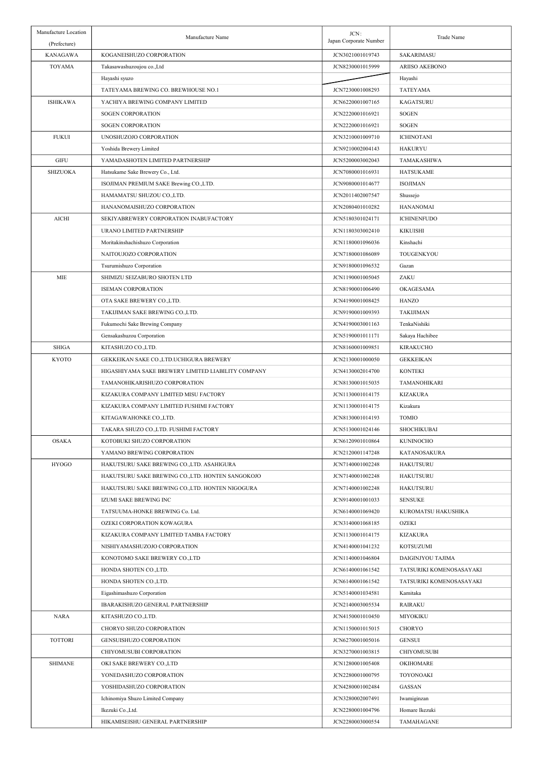| Manufacture Location (Prefecture) | Manufacture Name | JCN : Japan Corporate Number | Trade Name |
|---|---|---|---|
| KANAGAWA | KOGANEISHUZO CORPORATION | JCN3021001019743 | SAKARIMASU |
| TOYAMA | Takasawashuzoujou co.,Ltd | JCN8230001015999 | ARIISO AKEBONO |
| | Hayashi syuzo | | Hayashi |
| | TATEYAMA BREWING CO. BREWHOUSE NO.1 | JCN7230001008293 | TATEYAMA |
| ISHIKAWA | YACHIYA BREWING COMPANY LIMITED | JCN6220001007165 | KAGATSURU |
| | SOGEN CORPORATION | JCN2220001016921 | SOGEN |
| | SOGEN CORPORATION | JCN2220001016921 | SOGEN |
| FUKUI | UNOSHUZOJO CORPORATION | JCN3210001009710 | ICHINOTANI |
| | Yoshida Brewery Limited | JCN9210002004143 | HAKURYU |
| GIFU | YAMADASHOTEN LIMITED PARTNERSHIP | JCN5200003002043 | TAMAKASHIWA |
| SHIZUOKA | Hatsukame Sake Brewery Co., Ltd. | JCN7080001016931 | HATSUKAME |
| | ISOJIMAN PREMIUM SAKE Brewing CO.,LTD. | JCN9080001014677 | ISOJIMAN |
| | HAMAMATSU SHUZOU CO.,LTD. | JCN2011402007547 | Shussejo |
| | HANANOMAISHUZO CORPORATION | JCN2080401010282 | HANANOMAI |
| AICHI | SEKIYABREWERY CORPORATION INABUFACTORY | JCN5180301024171 | ICHINENFUDO |
| | URANO LIMITED PARTNERSHIP | JCN1180303002410 | KIKUISHI |
| | Moritakinshachishuzo Corporation | JCN1180001096036 | Kinshachi |
| | NAITOUJOZO CORPORATION | JCN7180001086089 | TOUGENKYOU |
| | Tsurumishuzo Corporation | JCN9180001096532 | Gazan |
| MIE | SHIMIZU SEIZABURO SHOTEN LTD | JCN1190001005045 | ZAKU |
| | ISEMAN CORPORATION | JCN8190001006490 | OKAGESAMA |
| | OTA SAKE BREWERY CO.,LTD. | JCN4190001008425 | HANZO |
| | TAKIJIMAN SAKE BREWING CO.,LTD. | JCN9190001009393 | TAKIJIMAN |
| | Fukumochi Sake Brewing Company | JCN4190003001163 | TenkaNishiki |
| | Gensakashuzou Corporation | JCN5190001011171 | Sakaya Hachibee |
| SHIGA | KITASHUZO CO.,LTD. | JCN8160001009851 | KIRAKUCHO |
| KYOTO | GEKKEIKAN SAKE CO.,LTD.UCHIGURA BREWERY | JCN2130001000050 | GEKKEIKAN |
| | HIGASHIYAMA SAKE BREWERY LIMITED LIABILITY COMPANY | JCN4130002014700 | KONTEKI |
| | TAMANOHIKARISHUZO CORPORATION | JCN8130001015035 | TAMANOHIKARI |
| | KIZAKURA COMPANY LIMITED MISU FACTORY | JCN1130001014175 | KIZAKURA |
| | KIZAKURA COMPANY LIMITED FUSHIMI FACTORY | JCN1130001014175 | Kizakura |
| | KITAGAWAHONKE CO.,LTD. | JCN8130001014193 | TOMIO |
| | TAKARA SHUZO CO.,LTD. FUSHIMI FACTORY | JCN5130001024146 | SHOCHIKUBAI |
| OSAKA | KOTOBUKI SHUZO CORPORATION | JCN6120901010864 | KUNINOCHO |
| | YAMANO BREWING CORPORATION | JCN2120001147248 | KATANOSAKURA |
| HYOGO | HAKUTSURU SAKE BREWING CO.,LTD. ASAHIGURA | JCN7140001002248 | HAKUTSURU |
| | HAKUTSURU SAKE BREWING CO.,LTD. HONTEN SANGOKOJO | JCN7140001002248 | HAKUTSURU |
| | HAKUTSURU SAKE BREWING CO.,LTD. HONTEN NIGOGURA | JCN7140001002248 | HAKUTSURU |
| | IZUMI SAKE BREWING INC | JCN9140001001033 | SENSUKE |
| | TATSUUMA-HONKE BREWING Co. Ltd. | JCN6140001069420 | KUROMATSU HAKUSHIKA |
| | OZEKI CORPORATION KOWAGURA | JCN3140001068185 | OZEKI |
| | KIZAKURA COMPANY LIMITED TAMBA FACTORY | JCN1130001014175 | KIZAKURA |
| | NISHIYAMASHUZOJO CORPORATION | JCN4140001041232 | KOTSUZUMI |
| | KONOTOMO SAKE BREWERY CO.,LTD | JCN1140001046804 | DAIGINJYOU TAJIMA |
| | HONDA SHOTEN CO.,LTD. | JCN6140001061542 | TATSURIKI KOMENOSASAYAKI |
| | HONDA SHOTEN CO.,LTD. | JCN6140001061542 | TATSURIKI KOMENOSASAYAKI |
| | Eigashimashuzo Corporation | JCN5140001034581 | Kamitaka |
| | IBARAKISHUZO GENERAL PARTNERSHIP | JCN2140003005534 | RAIRAKU |
| NARA | KITASHUZO CO.,LTD. | JCN4150001010450 | MIYOKIKU |
| | CHORYO SHUZO CORPORATION | JCN1150001015015 | CHORYO |
| TOTTORI | GENSUISHUZO CORPORATION | JCN6270001005016 | GENSUI |
| | CHIYOMUSUBI CORPORATION | JCN3270001003815 | CHIYOMUSUBI |
| SHIMANE | OKI SAKE BREWERY CO.,LTD | JCN1280001005408 | OKIHOMARE |
| | YONEDASHUZO CORPORATION | JCN2280001000795 | TOYONOAKI |
| | YOSHIDASHUZO CORPORATION | JCN4280001002484 | GASSAN |
| | Ichinomiya Shuzo Limited Company | JCN3280002007491 | Iwamiginzan |
| | Ikezuki Co.,Ltd. | JCN2280001004796 | Homare Ikezuki |
| | HIKAMISEISHU GENERAL PARTNERSHIP | JCN2280003000554 | TAMAHAGANE |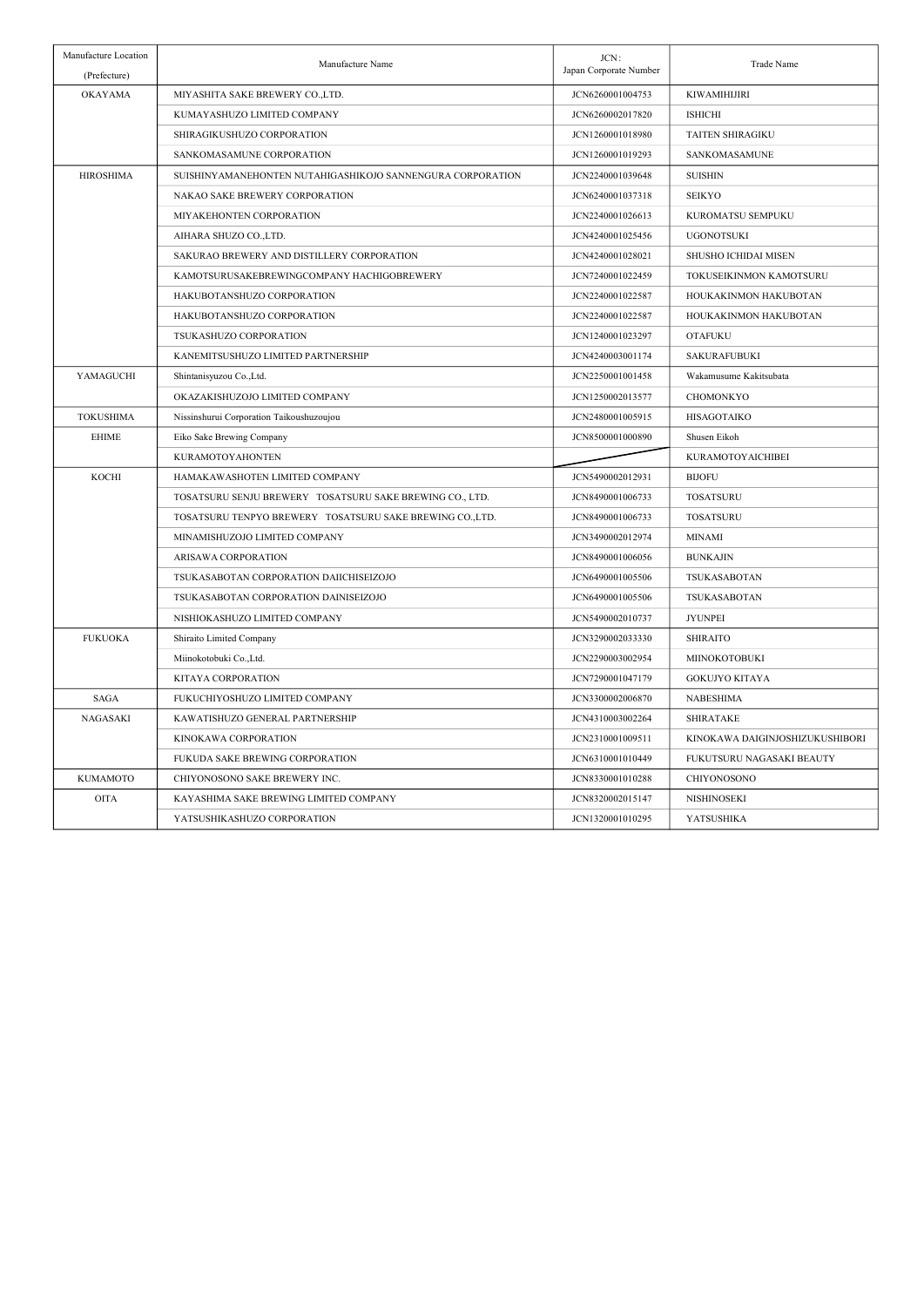| Manufacture Location (Prefecture) | Manufacture Name | JCN : Japan Corporate Number | Trade Name |
|---|---|---|---|
| OKAYAMA | MIYASHITA SAKE BREWERY CO.,LTD. | JCN6260001004753 | KIWAMIHIJIRI |
| | KUMAYASHUZO LIMITED COMPANY | JCN6260002017820 | ISHICHI |
| | SHIRAGIKUSHUZO CORPORATION | JCN1260001018980 | TAITEN SHIRAGIKU |
| | SANKOMASAMUNE CORPORATION | JCN1260001019293 | SANKOMASAMUNE |
| HIROSHIMA | SUISHINYAMANEHONTEN NUTAHIGASHIKOJO SANNENGURA CORPORATION | JCN2240001039648 | SUISHIN |
| | NAKAO SAKE BREWERY CORPORATION | JCN6240001037318 | SEIKYO |
| | MIYAKEHONTEN CORPORATION | JCN2240001026613 | KUROMATSU SEMPUKU |
| | AIHARA SHUZO CO.,LTD. | JCN4240001025456 | UGONOTSUKI |
| | SAKURAO BREWERY AND DISTILLERY CORPORATION | JCN4240001028021 | SHUSHO ICHIDAI MISEN |
| | KAMOTSURUSAKEBREWINGCOMPANY HACHIGOBREWERY | JCN7240001022459 | TOKUSEIKINMON KAMOTSURU |
| | HAKUBOTANSHUZO CORPORATION | JCN2240001022587 | HOUKAKINMON HAKUBOTAN |
| | HAKUBOTANSHUZO CORPORATION | JCN2240001022587 | HOUKAKINMON HAKUBOTAN |
| | TSUKASHUZO CORPORATION | JCN1240001023297 | OTAFUKU |
| | KANEMITSUSHUZO LIMITED PARTNERSHIP | JCN4240003001174 | SAKURAFUBUKI |
| YAMAGUCHI | Shintanisyuzou Co.,Ltd. | JCN2250001001458 | Wakamusume Kakitsubata |
| | OKAZAKISHUZOJO LIMITED COMPANY | JCN1250002013577 | CHOMONKYO |
| TOKUSHIMA | Nissinshurui Corporation Taikoushuzoujou | JCN2480001005915 | HISAGOTAIKO |
| EHIME | Eiko Sake Brewing Company | JCN8500001000890 | Shusen Eikoh |
| | KURAMOTOYAHONTEN | | KURAMOTOYAICHIBEI |
| KOCHI | HAMAKAWASHOTEN LIMITED COMPANY | JCN5490002012931 | BIJOFU |
| | TOSATSURU SENJU BREWERY TOSATSURU SAKE BREWING CO., LTD. | JCN8490001006733 | TOSATSURU |
| | TOSATSURU TENPYO BREWERY TOSATSURU SAKE BREWING CO.,LTD. | JCN8490001006733 | TOSATSURU |
| | MINAMISHUZOJO LIMITED COMPANY | JCN3490002012974 | MINAMI |
| | ARISAWA CORPORATION | JCN8490001006056 | BUNKAJIN |
| | TSUKASABOTAN CORPORATION DAIICHISEIZOJO | JCN6490001005506 | TSUKASABOTAN |
| | TSUKASABOTAN CORPORATION DAINISEIZOJO | JCN6490001005506 | TSUKASABOTAN |
| | NISHIOKASHUZO LIMITED COMPANY | JCN5490002010737 | JYUNPEI |
| FUKUOKA | Shiraito Limited Company | JCN3290002033330 | SHIRAITO |
| | Miinokotobuki Co.,Ltd. | JCN2290003002954 | MIINOKOTOBUKI |
| | KITAYA CORPORATION | JCN7290001047179 | GOKUJYO KITAYA |
| SAGA | FUKUCHIYOSHUZO LIMITED COMPANY | JCN3300002006870 | NABESHIMA |
| NAGASAKI | KAWATISHUZO GENERAL PARTNERSHIP | JCN4310003002264 | SHIRATAKE |
| | KINOKAWA CORPORATION | JCN2310001009511 | KINOKAWA DAIGINJOSHIZUKUSHIBORI |
| | FUKUDA SAKE BREWING CORPORATION | JCN6310001010449 | FUKUTSURU NAGASAKI BEAUTY |
| KUMAMOTO | CHIYONOSONO SAKE BREWERY INC. | JCN8330001010288 | CHIYONOSONO |
| OITA | KAYASHIMA SAKE BREWING LIMITED COMPANY | JCN8320002015147 | NISHINOSEKI |
| | YATSUSHIKASHUZO CORPORATION | JCN1320001010295 | YATSUSHIKA |